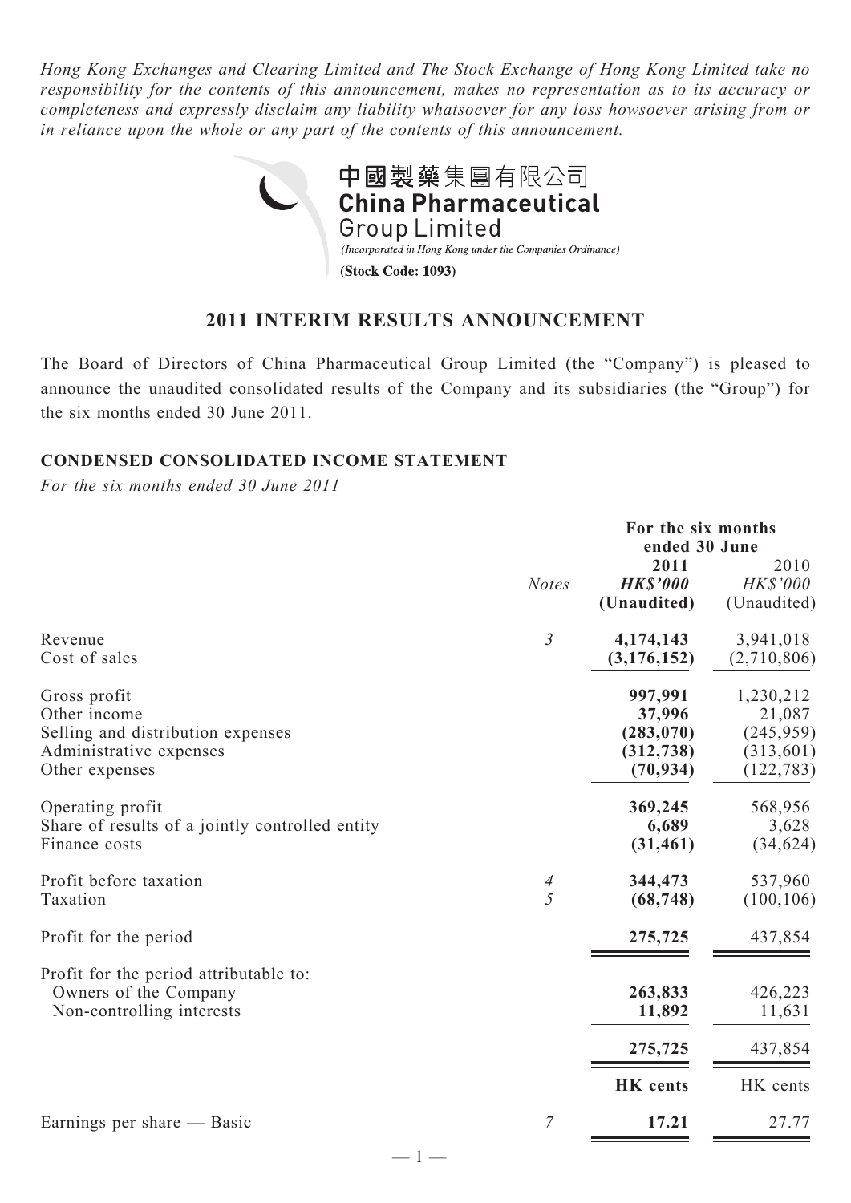*Hong Kong Exchanges and Clearing Limited and The Stock Exchange of Hong Kong Limited take no responsibility for the contents of this announcement, makes no representation as to its accuracy or completeness and expressly disclaim any liability whatsoever for any loss howsoever arising from or in reliance upon the whole or any part of the contents of this announcement.*

中國製藥集團有限公司
**China Pharmaceutical Group Limited**
*(Incorporated in Hong Kong under the Companies Ordinance)*
**(Stock Code: 1093)**

## 2011 INTERIM RESULTS ANNOUNCEMENT

The Board of Directors of China Pharmaceutical Group Limited (the "Company") is pleased to announce the unaudited consolidated results of the Company and its subsidiaries (the "Group") for the six months ended 30 June 2011.

### CONDENSED CONSOLIDATED INCOME STATEMENT

*For the six months ended 30 June 2011*

| | *Notes* | For the six months ended 30 June 2011 **HK$'000 (Unaudited)** | 2010 *HK$'000* (Unaudited) |
|---|---|---|---|
| Revenue | *3* | **4,174,143** | 3,941,018 |
| Cost of sales | | **(3,176,152)** | (2,710,806) |
| Gross profit | | **997,991** | 1,230,212 |
| Other income | | **37,996** | 21,087 |
| Selling and distribution expenses | | **(283,070)** | (245,959) |
| Administrative expenses | | **(312,738)** | (313,601) |
| Other expenses | | **(70,934)** | (122,783) |
| Operating profit | | **369,245** | 568,956 |
| Share of results of a jointly controlled entity | | **6,689** | 3,628 |
| Finance costs | | **(31,461)** | (34,624) |
| Profit before taxation | *4* | **344,473** | 537,960 |
| Taxation | *5* | **(68,748)** | (100,106) |
| Profit for the period | | **275,725** | 437,854 |
| Profit for the period attributable to: | | | |
| Owners of the Company | | **263,833** | 426,223 |
| Non-controlling interests | | **11,892** | 11,631 |
| | | **275,725** | 437,854 |
| | | **HK cents** | HK cents |
| Earnings per share — Basic | *7* | **17.21** | 27.77 |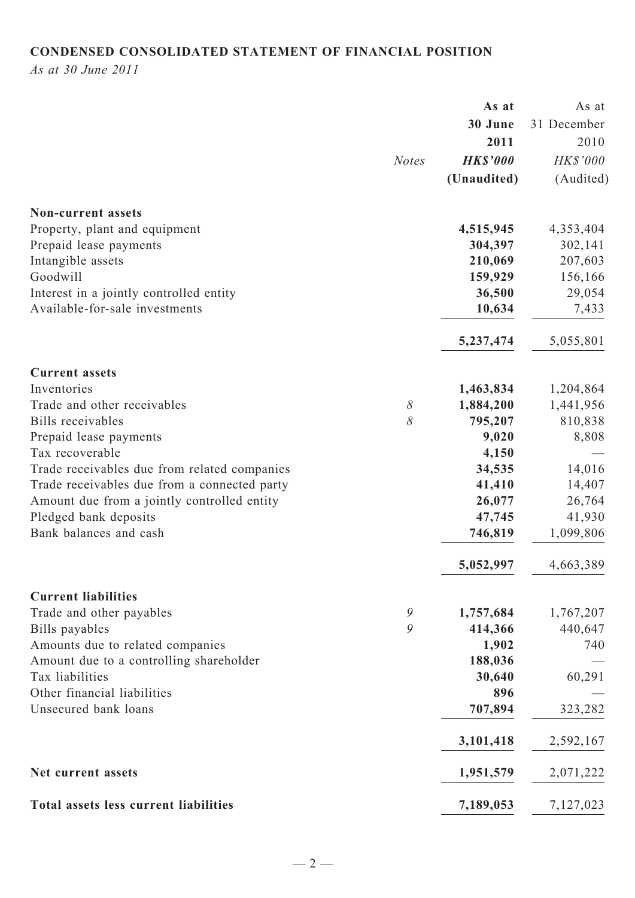## CONDENSED CONSOLIDATED STATEMENT OF FINANCIAL POSITION

*As at 30 June 2011*

| | *Notes* | **As at 30 June 2011** ***HK$'000*** **(Unaudited)** | As at 31 December 2010 *HK$'000* (Audited) |
|---|---|---|---|
| **Non-current assets** | | | |
| Property, plant and equipment | | **4,515,945** | 4,353,404 |
| Prepaid lease payments | | **304,397** | 302,141 |
| Intangible assets | | **210,069** | 207,603 |
| Goodwill | | **159,929** | 156,166 |
| Interest in a jointly controlled entity | | **36,500** | 29,054 |
| Available-for-sale investments | | **10,634** | 7,433 |
| | | **5,237,474** | 5,055,801 |
| **Current assets** | | | |
| Inventories | | **1,463,834** | 1,204,864 |
| Trade and other receivables | 8 | **1,884,200** | 1,441,956 |
| Bills receivables | 8 | **795,207** | 810,838 |
| Prepaid lease payments | | **9,020** | 8,808 |
| Tax recoverable | | **4,150** | — |
| Trade receivables due from related companies | | **34,535** | 14,016 |
| Trade receivables due from a connected party | | **41,410** | 14,407 |
| Amount due from a jointly controlled entity | | **26,077** | 26,764 |
| Pledged bank deposits | | **47,745** | 41,930 |
| Bank balances and cash | | **746,819** | 1,099,806 |
| | | **5,052,997** | 4,663,389 |
| **Current liabilities** | | | |
| Trade and other payables | 9 | **1,757,684** | 1,767,207 |
| Bills payables | 9 | **414,366** | 440,647 |
| Amounts due to related companies | | **1,902** | 740 |
| Amount due to a controlling shareholder | | **188,036** | — |
| Tax liabilities | | **30,640** | 60,291 |
| Other financial liabilities | | **896** | — |
| Unsecured bank loans | | **707,894** | 323,282 |
| | | **3,101,418** | 2,592,167 |
| **Net current assets** | | **1,951,579** | 2,071,222 |
| **Total assets less current liabilities** | | **7,189,053** | 7,127,023 |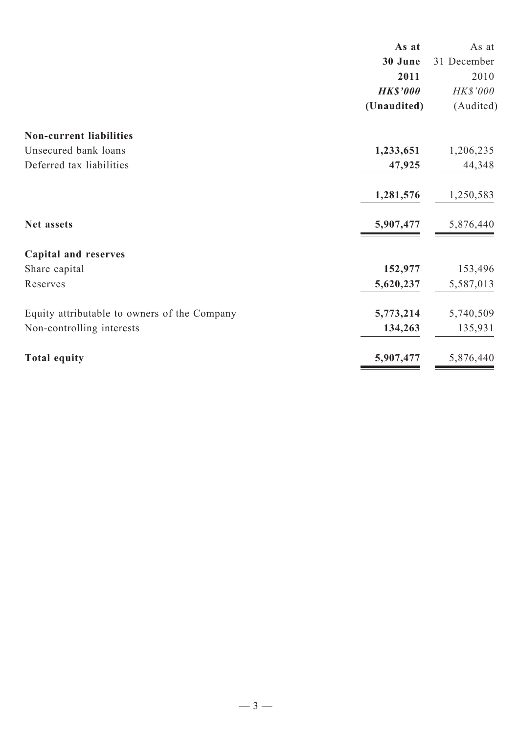| | As at 30 June 2011 *HK$'000* (Unaudited) | As at 31 December 2010 *HK$'000* (Audited) |
|---|---|---|
| **Non-current liabilities** | | |
| Unsecured bank loans | **1,233,651** | 1,206,235 |
| Deferred tax liabilities | **47,925** | 44,348 |
| | **1,281,576** | 1,250,583 |
| **Net assets** | **5,907,477** | 5,876,440 |
| **Capital and reserves** | | |
| Share capital | **152,977** | 153,496 |
| Reserves | **5,620,237** | 5,587,013 |
| Equity attributable to owners of the Company | **5,773,214** | 5,740,509 |
| Non-controlling interests | **134,263** | 135,931 |
| **Total equity** | **5,907,477** | 5,876,440 |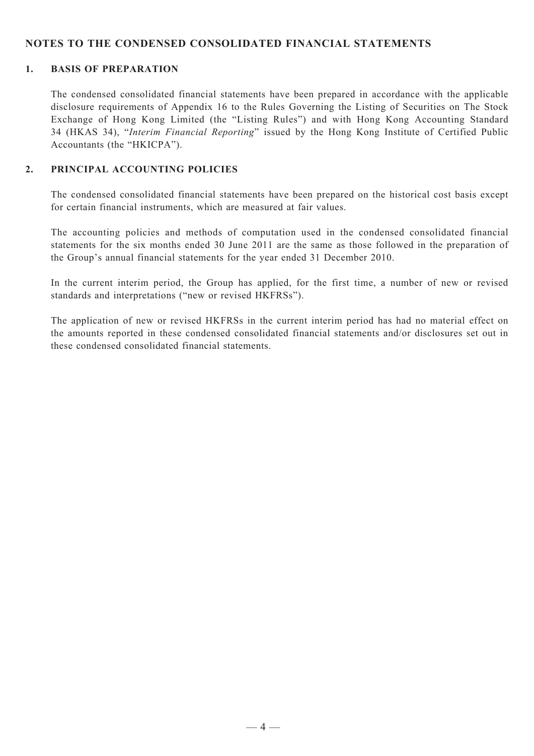## NOTES TO THE CONDENSED CONSOLIDATED FINANCIAL STATEMENTS

### 1. BASIS OF PREPARATION

The condensed consolidated financial statements have been prepared in accordance with the applicable disclosure requirements of Appendix 16 to the Rules Governing the Listing of Securities on The Stock Exchange of Hong Kong Limited (the "Listing Rules") and with Hong Kong Accounting Standard 34 (HKAS 34), "*Interim Financial Reporting*" issued by the Hong Kong Institute of Certified Public Accountants (the "HKICPA").

### 2. PRINCIPAL ACCOUNTING POLICIES

The condensed consolidated financial statements have been prepared on the historical cost basis except for certain financial instruments, which are measured at fair values.

The accounting policies and methods of computation used in the condensed consolidated financial statements for the six months ended 30 June 2011 are the same as those followed in the preparation of the Group's annual financial statements for the year ended 31 December 2010.

In the current interim period, the Group has applied, for the first time, a number of new or revised standards and interpretations ("new or revised HKFRSs").

The application of new or revised HKFRSs in the current interim period has had no material effect on the amounts reported in these condensed consolidated financial statements and/or disclosures set out in these condensed consolidated financial statements.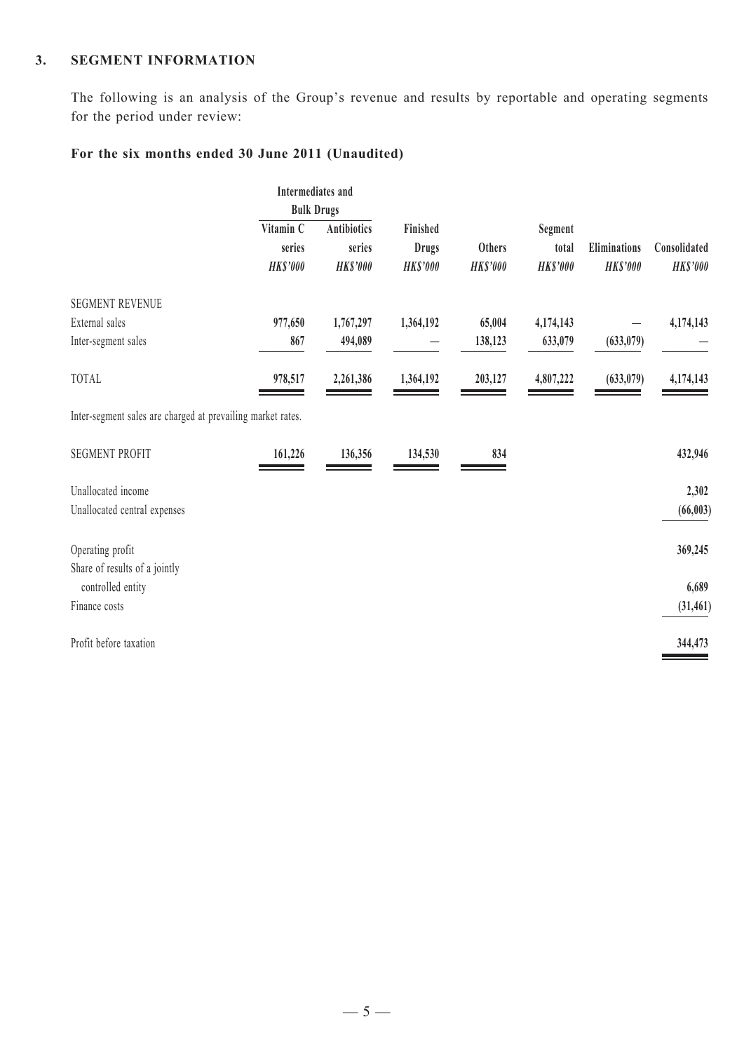### 3. SEGMENT INFORMATION

The following is an analysis of the Group's revenue and results by reportable and operating segments for the period under review:

**For the six months ended 30 June 2011 (Unaudited)**

| | Intermediates and Bulk Drugs | | | | | | |
|---|---|---|---|---|---|---|---|
| | Vitamin C series | Antibiotics series | Finished Drugs | Others | Segment total | Eliminations | Consolidated |
| | *HK$'000* | *HK$'000* | *HK$'000* | *HK$'000* | *HK$'000* | *HK$'000* | *HK$'000* |
| SEGMENT REVENUE | | | | | | | |
| External sales | **977,650** | **1,767,297** | **1,364,192** | **65,004** | **4,174,143** | **—** | **4,174,143** |
| Inter-segment sales | **867** | **494,089** | **—** | **138,123** | **633,079** | **(633,079)** | **—** |
| TOTAL | **978,517** | **2,261,386** | **1,364,192** | **203,127** | **4,807,222** | **(633,079)** | **4,174,143** |

Inter-segment sales are charged at prevailing market rates.

| | Vitamin C series | Antibiotics series | Finished Drugs | Others | Consolidated |
|---|---|---|---|---|---|
| SEGMENT PROFIT | **161,226** | **136,356** | **134,530** | **834** | **432,946** |
| Unallocated income | | | | | **2,302** |
| Unallocated central expenses | | | | | **(66,003)** |
| Operating profit | | | | | **369,245** |
| Share of results of a jointly controlled entity | | | | | **6,689** |
| Finance costs | | | | | **(31,461)** |
| Profit before taxation | | | | | **344,473** |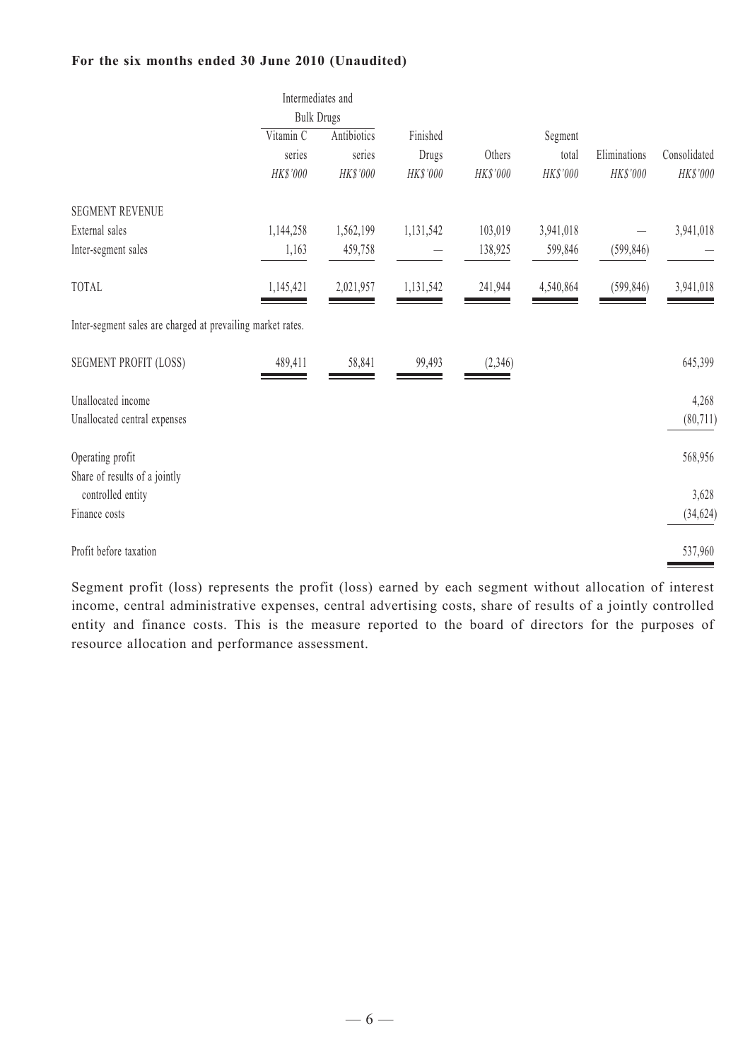**For the six months ended 30 June 2010 (Unaudited)**

| | Intermediates and Bulk Drugs | | | | | | |
|---|---|---|---|---|---|---|---|
| | Vitamin C series | Antibiotics series | Finished Drugs | Others | Segment total | Eliminations | Consolidated |
| | *HK$'000* | *HK$'000* | *HK$'000* | *HK$'000* | *HK$'000* | *HK$'000* | *HK$'000* |
| SEGMENT REVENUE | | | | | | | |
| External sales | 1,144,258 | 1,562,199 | 1,131,542 | 103,019 | 3,941,018 | — | 3,941,018 |
| Inter-segment sales | 1,163 | 459,758 | — | 138,925 | 599,846 | (599,846) | — |
| TOTAL | 1,145,421 | 2,021,957 | 1,131,542 | 241,944 | 4,540,864 | (599,846) | 3,941,018 |
| Inter-segment sales are charged at prevailing market rates. | | | | | | | |
| SEGMENT PROFIT (LOSS) | 489,411 | 58,841 | 99,493 | (2,346) | | | 645,399 |
| Unallocated income | | | | | | | 4,268 |
| Unallocated central expenses | | | | | | | (80,711) |
| Operating profit | | | | | | | 568,956 |
| Share of results of a jointly controlled entity | | | | | | | 3,628 |
| Finance costs | | | | | | | (34,624) |
| Profit before taxation | | | | | | | 537,960 |

Segment profit (loss) represents the profit (loss) earned by each segment without allocation of interest income, central administrative expenses, central advertising costs, share of results of a jointly controlled entity and finance costs. This is the measure reported to the board of directors for the purposes of resource allocation and performance assessment.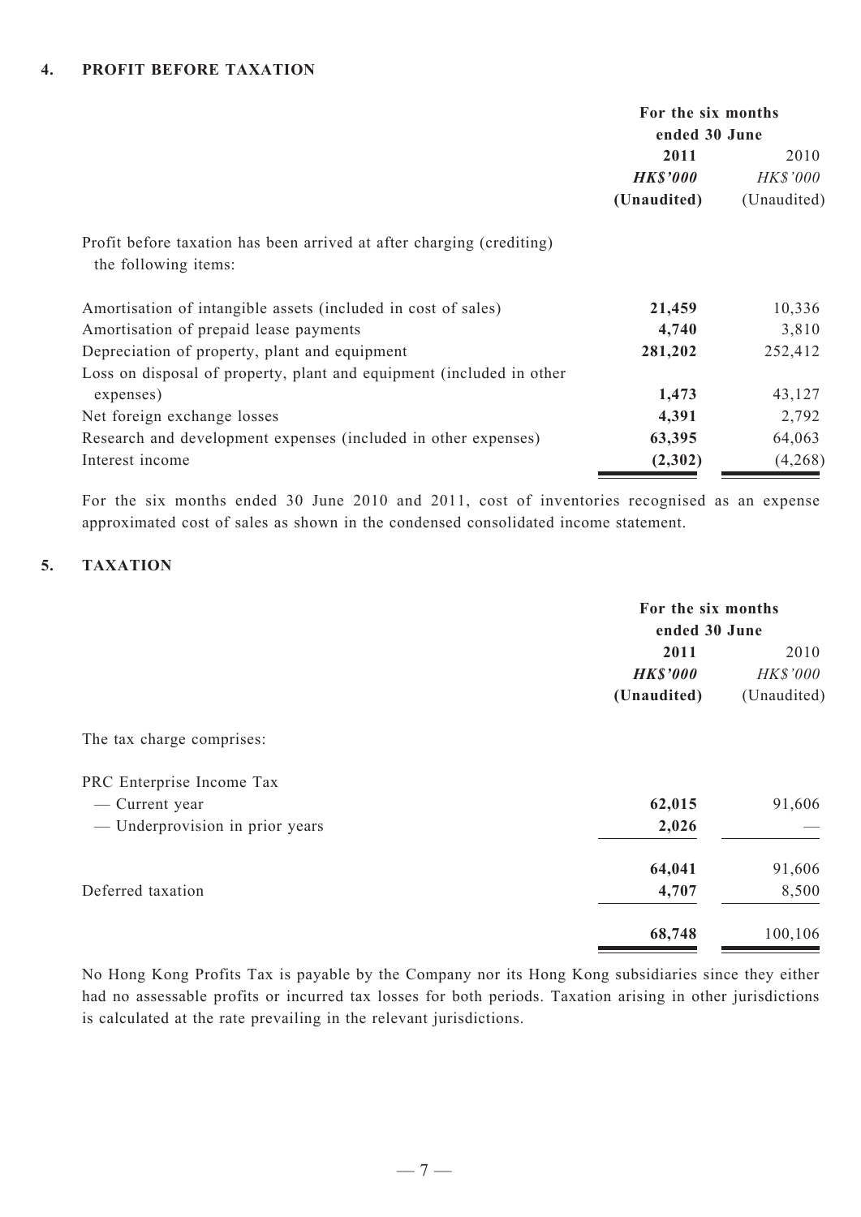## 4. PROFIT BEFORE TAXATION

| | For the six months ended 30 June | |
|---|---|---|
| | **2011** | 2010 |
| | ***HK$'000*** | *HK$'000* |
| | **(Unaudited)** | (Unaudited) |
| Profit before taxation has been arrived at after charging (crediting) the following items: | | |
| Amortisation of intangible assets (included in cost of sales) | **21,459** | 10,336 |
| Amortisation of prepaid lease payments | **4,740** | 3,810 |
| Depreciation of property, plant and equipment | **281,202** | 252,412 |
| Loss on disposal of property, plant and equipment (included in other expenses) | **1,473** | 43,127 |
| Net foreign exchange losses | **4,391** | 2,792 |
| Research and development expenses (included in other expenses) | **63,395** | 64,063 |
| Interest income | **(2,302)** | (4,268) |

For the six months ended 30 June 2010 and 2011, cost of inventories recognised as an expense approximated cost of sales as shown in the condensed consolidated income statement.

## 5. TAXATION

| | For the six months ended 30 June | |
|---|---|---|
| | **2011** | 2010 |
| | ***HK$'000*** | *HK$'000* |
| | **(Unaudited)** | (Unaudited) |
| The tax charge comprises: | | |
| PRC Enterprise Income Tax | | |
| — Current year | **62,015** | 91,606 |
| — Underprovision in prior years | **2,026** | — |
| | **64,041** | 91,606 |
| Deferred taxation | **4,707** | 8,500 |
| | **68,748** | 100,106 |

No Hong Kong Profits Tax is payable by the Company nor its Hong Kong subsidiaries since they either had no assessable profits or incurred tax losses for both periods. Taxation arising in other jurisdictions is calculated at the rate prevailing in the relevant jurisdictions.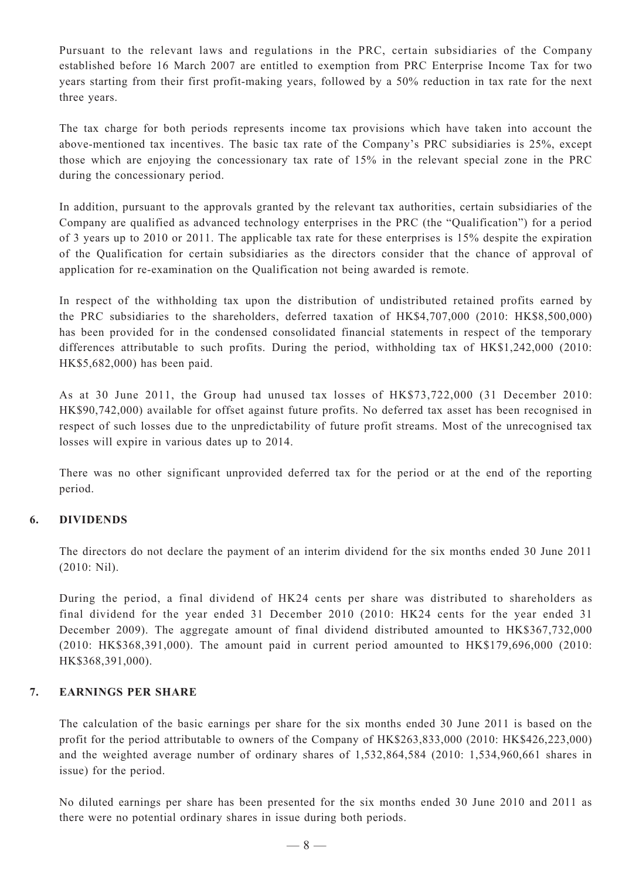Pursuant to the relevant laws and regulations in the PRC, certain subsidiaries of the Company established before 16 March 2007 are entitled to exemption from PRC Enterprise Income Tax for two years starting from their first profit-making years, followed by a 50% reduction in tax rate for the next three years.

The tax charge for both periods represents income tax provisions which have taken into account the above-mentioned tax incentives. The basic tax rate of the Company's PRC subsidiaries is 25%, except those which are enjoying the concessionary tax rate of 15% in the relevant special zone in the PRC during the concessionary period.

In addition, pursuant to the approvals granted by the relevant tax authorities, certain subsidiaries of the Company are qualified as advanced technology enterprises in the PRC (the "Qualification") for a period of 3 years up to 2010 or 2011. The applicable tax rate for these enterprises is 15% despite the expiration of the Qualification for certain subsidiaries as the directors consider that the chance of approval of application for re-examination on the Qualification not being awarded is remote.

In respect of the withholding tax upon the distribution of undistributed retained profits earned by the PRC subsidiaries to the shareholders, deferred taxation of HK$4,707,000 (2010: HK$8,500,000) has been provided for in the condensed consolidated financial statements in respect of the temporary differences attributable to such profits. During the period, withholding tax of HK$1,242,000 (2010: HK$5,682,000) has been paid.

As at 30 June 2011, the Group had unused tax losses of HK$73,722,000 (31 December 2010: HK$90,742,000) available for offset against future profits. No deferred tax asset has been recognised in respect of such losses due to the unpredictability of future profit streams. Most of the unrecognised tax losses will expire in various dates up to 2014.

There was no other significant unprovided deferred tax for the period or at the end of the reporting period.

## 6. DIVIDENDS

The directors do not declare the payment of an interim dividend for the six months ended 30 June 2011 (2010: Nil).

During the period, a final dividend of HK24 cents per share was distributed to shareholders as final dividend for the year ended 31 December 2010 (2010: HK24 cents for the year ended 31 December 2009). The aggregate amount of final dividend distributed amounted to HK$367,732,000 (2010: HK$368,391,000). The amount paid in current period amounted to HK$179,696,000 (2010: HK$368,391,000).

## 7. EARNINGS PER SHARE

The calculation of the basic earnings per share for the six months ended 30 June 2011 is based on the profit for the period attributable to owners of the Company of HK$263,833,000 (2010: HK$426,223,000) and the weighted average number of ordinary shares of 1,532,864,584 (2010: 1,534,960,661 shares in issue) for the period.

No diluted earnings per share has been presented for the six months ended 30 June 2010 and 2011 as there were no potential ordinary shares in issue during both periods.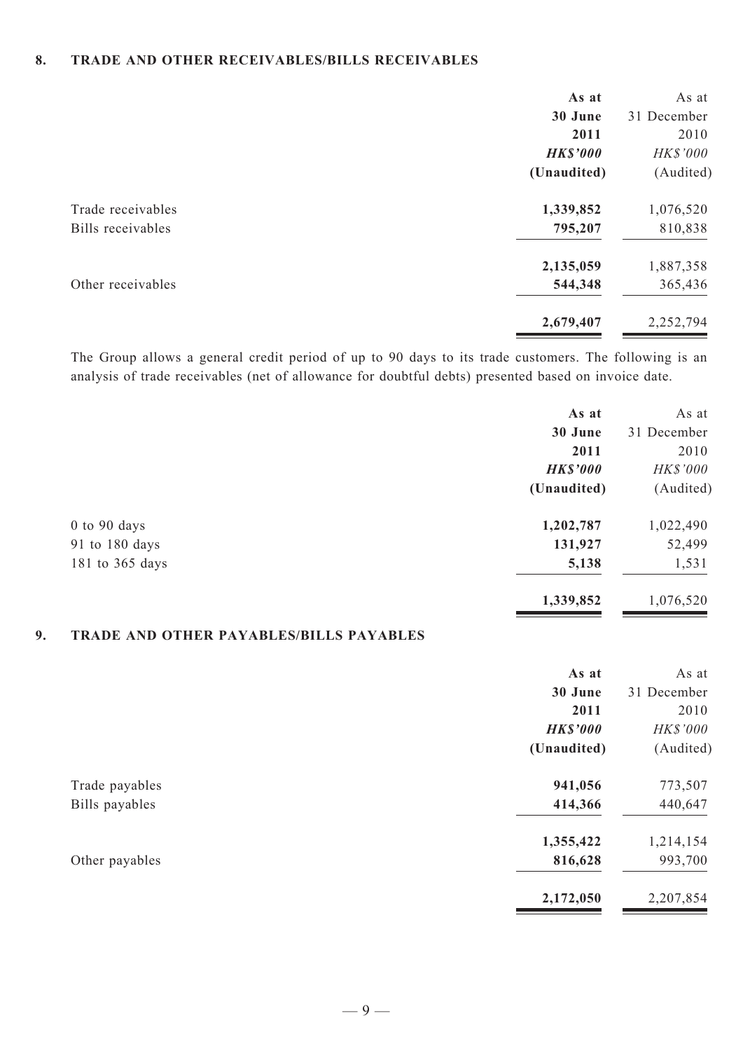## 8. TRADE AND OTHER RECEIVABLES/BILLS RECEIVABLES

| | **As at 30 June 2011** | As at 31 December 2010 |
|---|---|---|
| | ***HK$'000*** | *HK$'000* |
| | **(Unaudited)** | (Audited) |
| Trade receivables | **1,339,852** | 1,076,520 |
| Bills receivables | **795,207** | 810,838 |
| | **2,135,059** | 1,887,358 |
| Other receivables | **544,348** | 365,436 |
| | **2,679,407** | 2,252,794 |

The Group allows a general credit period of up to 90 days to its trade customers. The following is an analysis of trade receivables (net of allowance for doubtful debts) presented based on invoice date.

| | **As at 30 June 2011** | As at 31 December 2010 |
|---|---|---|
| | ***HK$'000*** | *HK$'000* |
| | **(Unaudited)** | (Audited) |
| 0 to 90 days | **1,202,787** | 1,022,490 |
| 91 to 180 days | **131,927** | 52,499 |
| 181 to 365 days | **5,138** | 1,531 |
| | **1,339,852** | 1,076,520 |

## 9. TRADE AND OTHER PAYABLES/BILLS PAYABLES

| | **As at 30 June 2011** | As at 31 December 2010 |
|---|---|---|
| | ***HK$'000*** | *HK$'000* |
| | **(Unaudited)** | (Audited) |
| Trade payables | **941,056** | 773,507 |
| Bills payables | **414,366** | 440,647 |
| | **1,355,422** | 1,214,154 |
| Other payables | **816,628** | 993,700 |
| | **2,172,050** | 2,207,854 |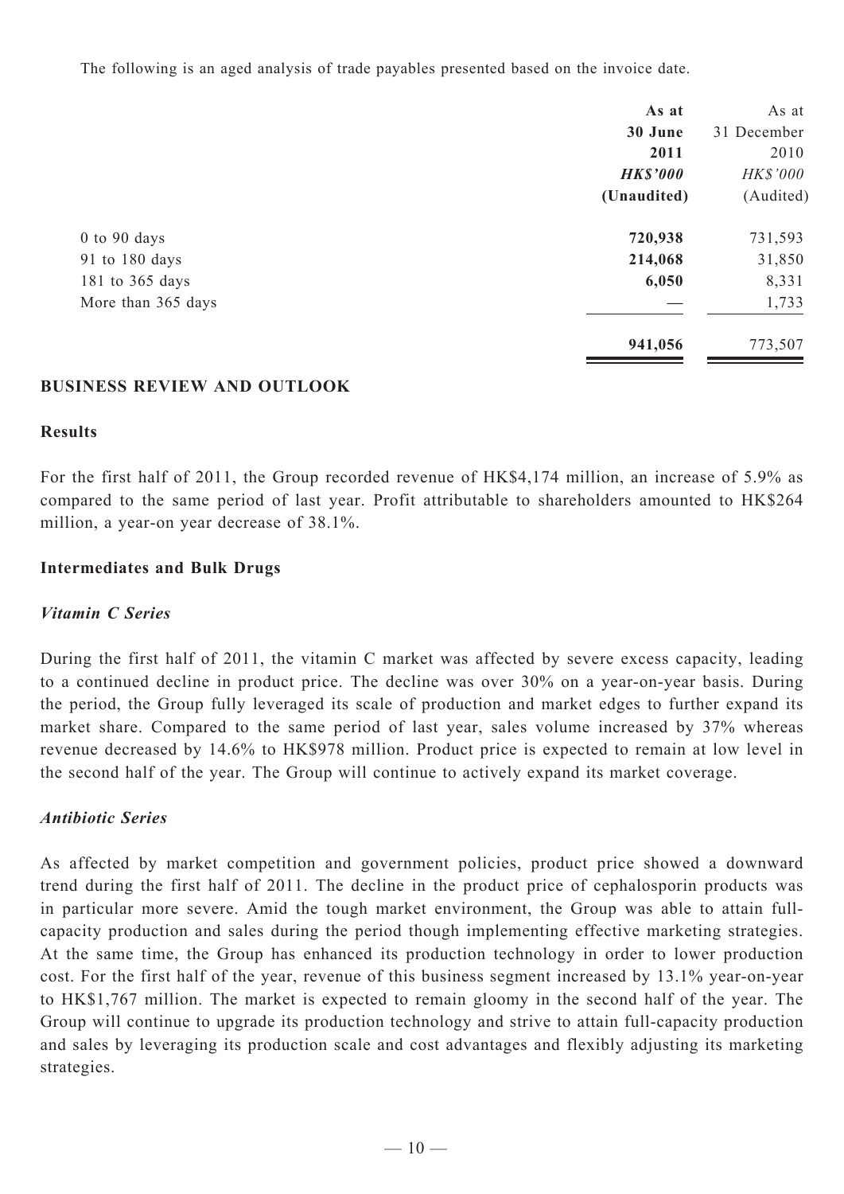The following is an aged analysis of trade payables presented based on the invoice date.

| | As at 30 June 2011 HK$'000 (Unaudited) | As at 31 December 2010 HK$'000 (Audited) |
|---|---|---|
| 0 to 90 days | **720,938** | 731,593 |
| 91 to 180 days | **214,068** | 31,850 |
| 181 to 365 days | **6,050** | 8,331 |
| More than 365 days | **—** | 1,733 |
| | **941,056** | 773,507 |

## BUSINESS REVIEW AND OUTLOOK

### Results

For the first half of 2011, the Group recorded revenue of HK$4,174 million, an increase of 5.9% as compared to the same period of last year. Profit attributable to shareholders amounted to HK$264 million, a year-on year decrease of 38.1%.

### Intermediates and Bulk Drugs

#### *Vitamin C Series*

During the first half of 2011, the vitamin C market was affected by severe excess capacity, leading to a continued decline in product price. The decline was over 30% on a year-on-year basis. During the period, the Group fully leveraged its scale of production and market edges to further expand its market share. Compared to the same period of last year, sales volume increased by 37% whereas revenue decreased by 14.6% to HK$978 million. Product price is expected to remain at low level in the second half of the year. The Group will continue to actively expand its market coverage.

#### *Antibiotic Series*

As affected by market competition and government policies, product price showed a downward trend during the first half of 2011. The decline in the product price of cephalosporin products was in particular more severe. Amid the tough market environment, the Group was able to attain full-capacity production and sales during the period though implementing effective marketing strategies. At the same time, the Group has enhanced its production technology in order to lower production cost. For the first half of the year, revenue of this business segment increased by 13.1% year-on-year to HK$1,767 million. The market is expected to remain gloomy in the second half of the year. The Group will continue to upgrade its production technology and strive to attain full-capacity production and sales by leveraging its production scale and cost advantages and flexibly adjusting its marketing strategies.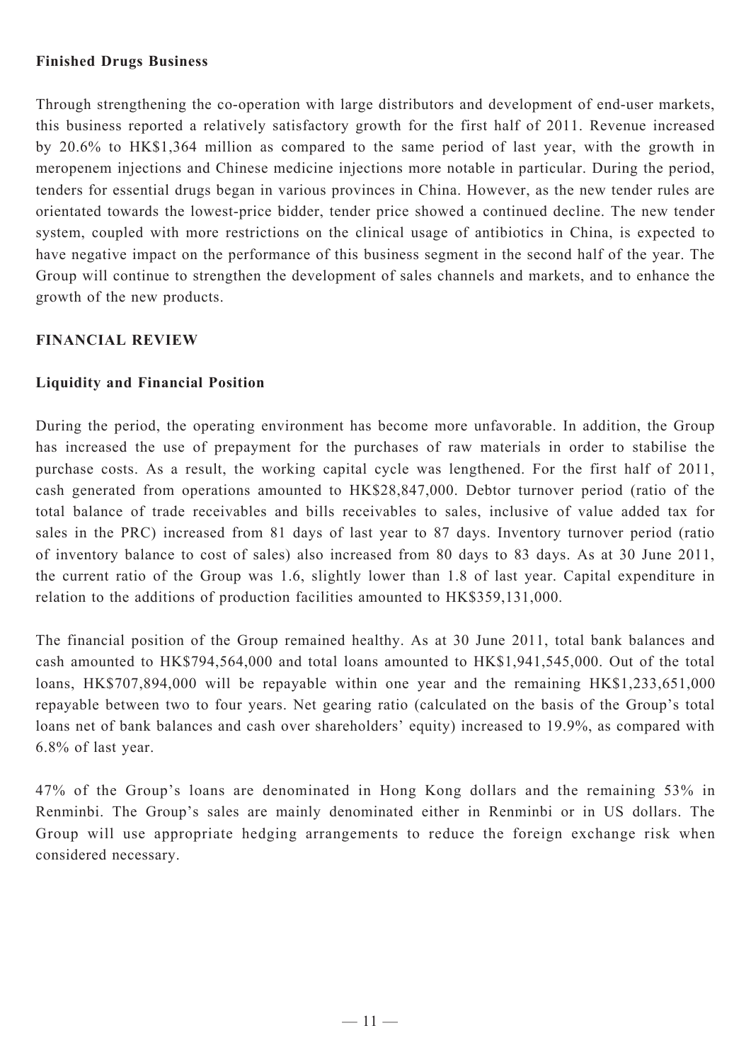### Finished Drugs Business

Through strengthening the co-operation with large distributors and development of end-user markets, this business reported a relatively satisfactory growth for the first half of 2011. Revenue increased by 20.6% to HK$1,364 million as compared to the same period of last year, with the growth in meropenem injections and Chinese medicine injections more notable in particular. During the period, tenders for essential drugs began in various provinces in China. However, as the new tender rules are orientated towards the lowest-price bidder, tender price showed a continued decline. The new tender system, coupled with more restrictions on the clinical usage of antibiotics in China, is expected to have negative impact on the performance of this business segment in the second half of the year. The Group will continue to strengthen the development of sales channels and markets, and to enhance the growth of the new products.

## FINANCIAL REVIEW

### Liquidity and Financial Position

During the period, the operating environment has become more unfavorable. In addition, the Group has increased the use of prepayment for the purchases of raw materials in order to stabilise the purchase costs. As a result, the working capital cycle was lengthened. For the first half of 2011, cash generated from operations amounted to HK$28,847,000. Debtor turnover period (ratio of the total balance of trade receivables and bills receivables to sales, inclusive of value added tax for sales in the PRC) increased from 81 days of last year to 87 days. Inventory turnover period (ratio of inventory balance to cost of sales) also increased from 80 days to 83 days. As at 30 June 2011, the current ratio of the Group was 1.6, slightly lower than 1.8 of last year. Capital expenditure in relation to the additions of production facilities amounted to HK$359,131,000.

The financial position of the Group remained healthy. As at 30 June 2011, total bank balances and cash amounted to HK$794,564,000 and total loans amounted to HK$1,941,545,000. Out of the total loans, HK$707,894,000 will be repayable within one year and the remaining HK$1,233,651,000 repayable between two to four years. Net gearing ratio (calculated on the basis of the Group's total loans net of bank balances and cash over shareholders' equity) increased to 19.9%, as compared with 6.8% of last year.

47% of the Group's loans are denominated in Hong Kong dollars and the remaining 53% in Renminbi. The Group's sales are mainly denominated either in Renminbi or in US dollars. The Group will use appropriate hedging arrangements to reduce the foreign exchange risk when considered necessary.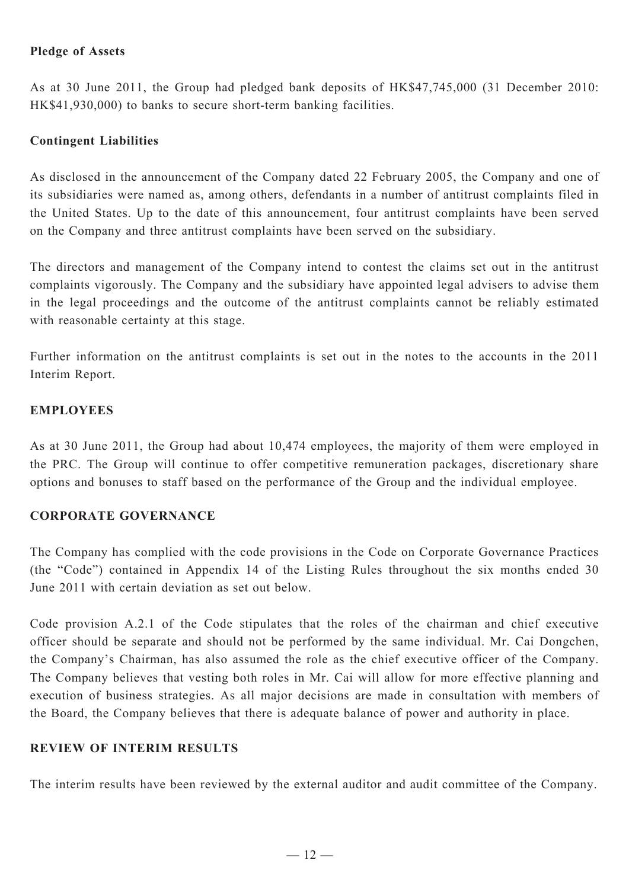**Pledge of Assets**

As at 30 June 2011, the Group had pledged bank deposits of HK$47,745,000 (31 December 2010: HK$41,930,000) to banks to secure short-term banking facilities.

**Contingent Liabilities**

As disclosed in the announcement of the Company dated 22 February 2005, the Company and one of its subsidiaries were named as, among others, defendants in a number of antitrust complaints filed in the United States. Up to the date of this announcement, four antitrust complaints have been served on the Company and three antitrust complaints have been served on the subsidiary.

The directors and management of the Company intend to contest the claims set out in the antitrust complaints vigorously. The Company and the subsidiary have appointed legal advisers to advise them in the legal proceedings and the outcome of the antitrust complaints cannot be reliably estimated with reasonable certainty at this stage.

Further information on the antitrust complaints is set out in the notes to the accounts in the 2011 Interim Report.

## EMPLOYEES

As at 30 June 2011, the Group had about 10,474 employees, the majority of them were employed in the PRC. The Group will continue to offer competitive remuneration packages, discretionary share options and bonuses to staff based on the performance of the Group and the individual employee.

## CORPORATE GOVERNANCE

The Company has complied with the code provisions in the Code on Corporate Governance Practices (the "Code") contained in Appendix 14 of the Listing Rules throughout the six months ended 30 June 2011 with certain deviation as set out below.

Code provision A.2.1 of the Code stipulates that the roles of the chairman and chief executive officer should be separate and should not be performed by the same individual. Mr. Cai Dongchen, the Company's Chairman, has also assumed the role as the chief executive officer of the Company. The Company believes that vesting both roles in Mr. Cai will allow for more effective planning and execution of business strategies. As all major decisions are made in consultation with members of the Board, the Company believes that there is adequate balance of power and authority in place.

## REVIEW OF INTERIM RESULTS

The interim results have been reviewed by the external auditor and audit committee of the Company.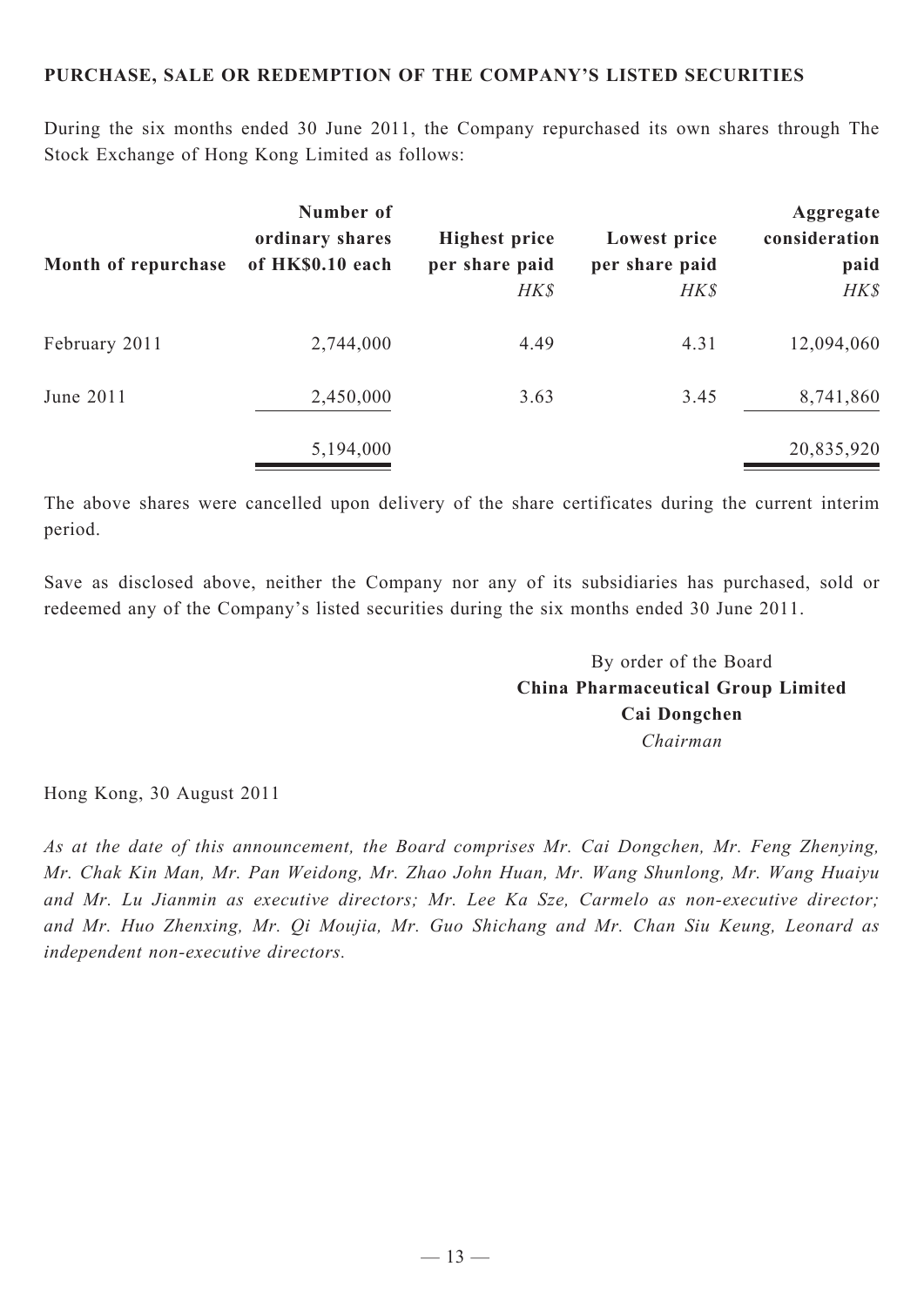## PURCHASE, SALE OR REDEMPTION OF THE COMPANY'S LISTED SECURITIES

During the six months ended 30 June 2011, the Company repurchased its own shares through The Stock Exchange of Hong Kong Limited as follows:

| Month of repurchase | Number of ordinary shares of HK$0.10 each | Highest price per share paid *HK$* | Lowest price per share paid *HK$* | Aggregate consideration paid *HK$* |
|---|---|---|---|---|
| February 2011 | 2,744,000 | 4.49 | 4.31 | 12,094,060 |
| June 2011 | 2,450,000 | 3.63 | 3.45 | 8,741,860 |
| | 5,194,000 | | | 20,835,920 |

The above shares were cancelled upon delivery of the share certificates during the current interim period.

Save as disclosed above, neither the Company nor any of its subsidiaries has purchased, sold or redeemed any of the Company's listed securities during the six months ended 30 June 2011.

By order of the Board
**China Pharmaceutical Group Limited**
**Cai Dongchen**
*Chairman*

Hong Kong, 30 August 2011

*As at the date of this announcement, the Board comprises Mr. Cai Dongchen, Mr. Feng Zhenying, Mr. Chak Kin Man, Mr. Pan Weidong, Mr. Zhao John Huan, Mr. Wang Shunlong, Mr. Wang Huaiyu and Mr. Lu Jianmin as executive directors; Mr. Lee Ka Sze, Carmelo as non-executive director; and Mr. Huo Zhenxing, Mr. Qi Moujia, Mr. Guo Shichang and Mr. Chan Siu Keung, Leonard as independent non-executive directors.*